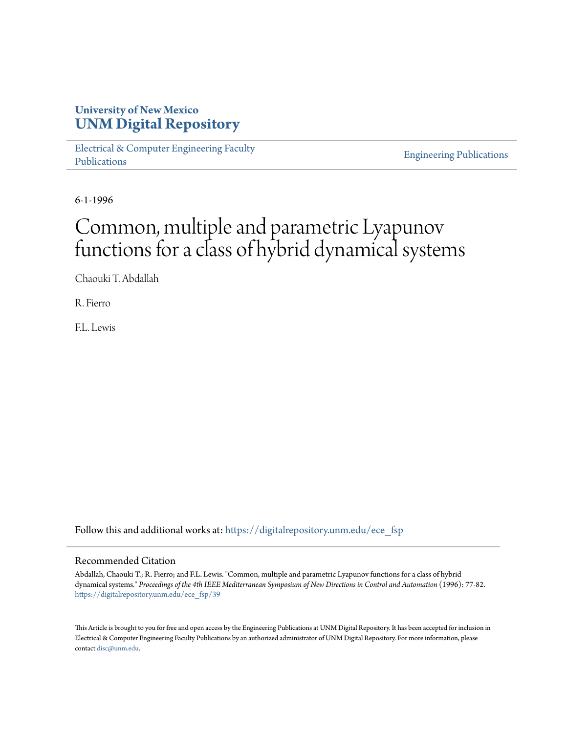University of New Mexico
**UNM Digital Repository**

Electrical & Computer Engineering Faculty Publications

Engineering Publications

6-1-1996

# Common, multiple and parametric Lyapunov functions for a class of hybrid dynamical systems

Chaouki T. Abdallah

R. Fierro

F.L. Lewis

Follow this and additional works at: https://digitalrepository.unm.edu/ece_fsp

## Recommended Citation

Abdallah, Chaouki T.; R. Fierro; and F.L. Lewis. "Common, multiple and parametric Lyapunov functions for a class of hybrid dynamical systems." *Proceedings of the 4th IEEE Mediterranean Symposium of New Directions in Control and Automation* (1996): 77-82. https://digitalrepository.unm.edu/ece_fsp/39

This Article is brought to you for free and open access by the Engineering Publications at UNM Digital Repository. It has been accepted for inclusion in Electrical & Computer Engineering Faculty Publications by an authorized administrator of UNM Digital Repository. For more information, please contact disc@unm.edu.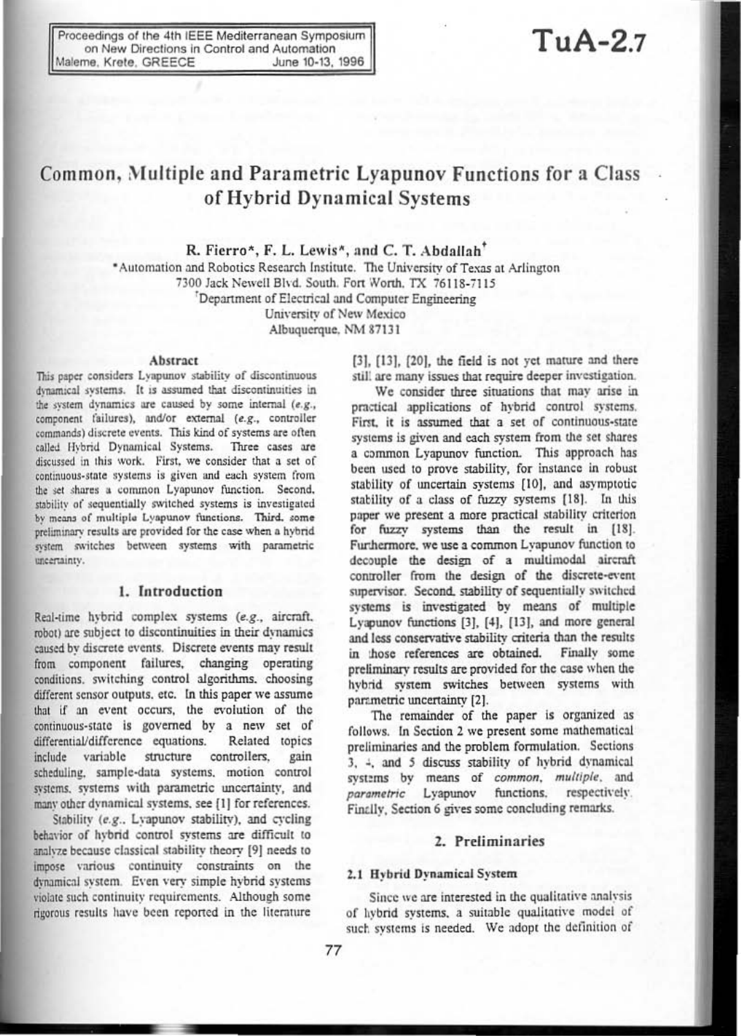# Common, Multiple and Parametric Lyapunov Functions for a Class of Hybrid Dynamical Systems

**R. Fierro\*, F. L. Lewis\*, and C. T. Abdallah[†]**

\*Automation and Robotics Research Institute. The University of Texas at Arlington
7300 Jack Newell Blvd. South. Fort Worth, TX 76118-7115

[†]Department of Electrical and Computer Engineering
University of New Mexico
Albuquerque, NM 87131

### Abstract

This paper considers Lyapunov stability of discontinuous dynamical systems. It is assumed that discontinuities in the system dynamics are caused by some internal (*e.g.*, component failures), and/or external (*e.g.*, controller commands) discrete events. This kind of systems are often called Hybrid Dynamical Systems. Three cases are discussed in this work. First, we consider that a set of continuous-state systems is given and each system from the set shares a common Lyapunov function. Second, stability of sequentially switched systems is investigated by means of multiple Lyapunov functions. Third, some preliminary results are provided for the case when a hybrid system switches between systems with parametric uncertainty.

## 1. Introduction

Real-time hybrid complex systems (*e.g.*, aircraft, robot) are subject to discontinuities in their dynamics caused by discrete events. Discrete events may result from component failures, changing operating conditions, switching control algorithms, choosing different sensor outputs, etc. In this paper we assume that if an event occurs, the evolution of the continuous-state is governed by a new set of differential/difference equations. Related topics include variable structure controllers, gain scheduling, sample-data systems, motion control systems, systems with parametric uncertainty, and many other dynamical systems, see [1] for references.

Stability (*e.g.*, Lyapunov stability), and cycling behavior of hybrid control systems are difficult to analyze because classical stability theory [9] needs to impose various continuity constraints on the dynamical system. Even very simple hybrid systems violate such continuity requirements. Although some rigorous results have been reported in the literature [3], [13], [20], the field is not yet mature and there still are many issues that require deeper investigation.

We consider three situations that may arise in practical applications of hybrid control systems. First, it is assumed that a set of continuous-state systems is given and each system from the set shares a common Lyapunov function. This approach has been used to prove stability, for instance in robust stability of uncertain systems [10], and asymptotic stability of a class of fuzzy systems [18]. In this paper we present a more practical stability criterion for fuzzy systems than the result in [18]. Furthermore, we use a common Lyapunov function to decouple the design of a multimodal aircraft controller from the design of the discrete-event supervisor. Second, stability of sequentially switched systems is investigated by means of multiple Lyapunov functions [3], [4], [13], and more general and less conservative stability criteria than the results in those references are obtained. Finally some preliminary results are provided for the case when the hybrid system switches between systems with parametric uncertainty [2].

The remainder of the paper is organized as follows. In Section 2 we present some mathematical preliminaries and the problem formulation. Sections 3, 4, and 5 discuss stability of hybrid dynamical systems by means of *common*, *multiple*, and *parametric* Lyapunov functions, respectively. Finally, Section 6 gives some concluding remarks.

## 2. Preliminaries

### 2.1 Hybrid Dynamical System

Since we are interested in the qualitative analysis of hybrid systems, a suitable qualitative model of such systems is needed. We adopt the definition of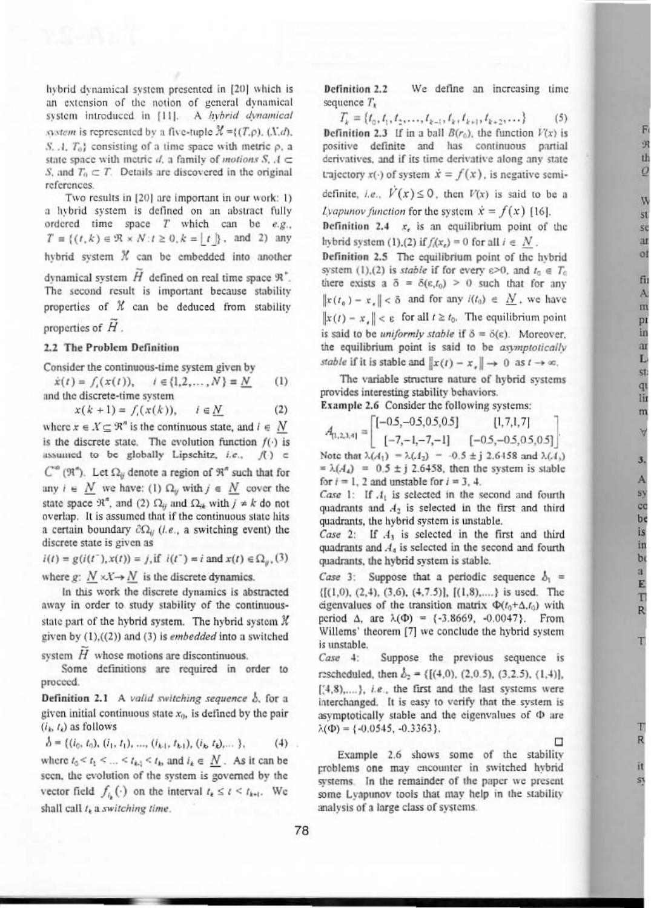hybrid dynamical system presented in [20] which is an extension of the notion of general dynamical system introduced in [11]. A *hybrid dynamical system* is represented by a five-tuple $\mathcal{H} = \{(T,\rho), (X,d), S, A, T_0\}$ consisting of a time space with metric $\rho$, a state space with metric $d$, a family of *motions* $S$, $A \subset S$, and $T_0 \subset T$. Details are discovered in the original references.

Two results in [20] are important in our work: 1) a hybrid system is defined on an abstract fully ordered time space $T$ which can be e.g., $T \equiv \{(t,k) \in \Re \times N : t \geq 0, k = \lfloor t \rfloor\}$, and 2) any hybrid system $\mathcal{H}$ can be embedded into another dynamical system $\widetilde{H}$ defined on real time space $\Re^+$. The second result is important because stability properties of $\mathcal{H}$ can be deduced from stability properties of $\widetilde{H}$.

### 2.2 The Problem Definition

Consider the continuous-time system given by

$$\dot{x}(t) = f_i(x(t)), \quad i \in \{1,2,\ldots,N\} \equiv \underline{N} \tag{1}$$

and the discrete-time system

$$x(k+1) = f_i(x(k)), \quad i \in \underline{N} \tag{2}$$

where $x \in X \subseteq \Re^n$ is the continuous state, and $i \in \underline{N}$ is the discrete state. The evolution function $f(\cdot)$ is assumed to be globally Lipschitz, i.e., $f(\cdot) \in C^\infty(\Re^n)$. Let $\Omega_{ij}$ denote a region of $\Re^n$ such that for any $i \in \underline{N}$ we have: (1) $\Omega_{ij}$ with $j \in \underline{N}$ cover the state space $\Re^n$, and (2) $\Omega_{ij}$ and $\Omega_{ik}$ with $j \neq k$ do not overlap. It is assumed that if the continuous state hits a certain boundary $\partial\Omega_{ij}$ (i.e., a switching event) the discrete state is given as

$$i(t) = g(i(t^-), x(t)) = j, \text{if } i(t^-) = i \text{ and } x(t) \in \Omega_{ij}, \tag{3}$$

where $g$: $\underline{N} \times X \rightarrow \underline{N}$ is the discrete dynamics.

In this work the discrete dynamics is abstracted away in order to study stability of the continuous-state part of the hybrid system. The hybrid system $\mathcal{H}$ given by (1),((2)) and (3) is *embedded* into a switched system $\widetilde{H}$ whose motions are discontinuous.

Some definitions are required in order to proceed.

**Definition 2.1** A *valid switching sequence* $\delta$, for a given initial continuous state $x_0$, is defined by the pair $(i_k, t_k)$ as follows

$$\delta = \{(i_0, t_0), (i_1, t_1), \ldots, (i_{k-1}, t_{k-1}), (i_k, t_k), \ldots\}, \tag{4}$$

where $t_0 < t_1 < \ldots < t_{k-1} < t_k$, and $i_k \in \underline{N}$. As it can be seen, the evolution of the system is governed by the vector field $f_{i_k}(\cdot)$ on the interval $t_k \leq t < t_{k+1}$. We shall call $t_k$ a *switching time*.

**Definition 2.2** We define an increasing time sequence $T_k$

$$T_k = \{t_0, t_1, t_2, \ldots, t_{k-1}, t_k, t_{k+1}, t_{k+2}, \ldots\} \tag{5}$$

**Definition 2.3** If in a ball $B(r_0)$, the function $V(x)$ is positive definite and has continuous partial derivatives, and if its time derivative along any state trajectory $x(\cdot)$ of system $\dot{x} = f(x)$, is negative semi-definite, i.e., $\dot{V}(x) \leq 0$, then $V(x)$ is said to be a *Lyapunov function* for the system $\dot{x} = f(x)$ [16].

**Definition 2.4** $x_e$ is an equilibrium point of the hybrid system (1),(2) if $f_i(x_e) = 0$ for all $i \in \underline{N}$.

**Definition 2.5** The equilibrium point of the hybrid system (1),(2) is *stable* if for every $\varepsilon > 0$, and $t_0 \in T_0$ there exists a $\delta = \delta(\varepsilon, t_0) > 0$ such that for any $\|x(t_0) - x_e\| < \delta$ and for any $i(t_0) \in \underline{N}$, we have $\|x(t) - x_e\| < \varepsilon$ for all $t \geq t_0$. The equilibrium point is said to be *uniformly stable* if $\delta = \delta(\varepsilon)$. Moreover, the equilibrium point is said to be *asymptotically stable* if it is stable and $\|x(t) - x_e\| \rightarrow 0$ as $t \rightarrow \infty$.

The variable structure nature of hybrid systems provides interesting stability behaviors.

**Example 2.6** Consider the following systems:

$$A_{[1,2,3,4]} = \begin{bmatrix} [-0.5,-0.5,0.5,0.5] & [1,7,1,7] \\ [-7,-1,-7,-1] & [-0.5,-0.5,0.5,0.5] \end{bmatrix}$$

Note that $\lambda(A_1) = \lambda(A_2) = -0.5 \pm j\,2.6458$ and $\lambda(A_3) = \lambda(A_4) = 0.5 \pm j\,2.6458$, then the system is stable for $i = 1, 2$ and unstable for $i = 3, 4$.

*Case* 1: If $A_1$ is selected in the second and fourth quadrants and $A_2$ is selected in the first and third quadrants, the hybrid system is unstable.

*Case* 2: If $A_3$ is selected in the first and third quadrants and $A_4$ is selected in the second and fourth quadrants, the hybrid system is stable.

*Case* 3: Suppose that a periodic sequence $\delta_1 = \{[(1,0), (2,4), (3,6), (4,7.5)], [(1,8), \ldots.\}$ is used. The eigenvalues of the transition matrix $\Phi(t_0+\Delta, t_0)$ with period $\Delta$, are $\lambda(\Phi) = \{-3.8669, -0.0047\}$. From Willems' theorem [7] we conclude the hybrid system is unstable.

*Case* 4: Suppose the previous sequence is rescheduled, then $\delta_2 = \{[(4,0), (2,0.5), (3,2.5), (1,4)], [(4,8), \ldots.\}$, i.e., the first and the last systems were interchanged. It is easy to verify that the system is asymptotically stable and the eigenvalues of $\Phi$ are $\lambda(\Phi) = \{-0.0545, -0.3363\}$.

□

Example 2.6 shows some of the stability problems one may encounter in switched hybrid systems. In the remainder of the paper we present some Lyapunov tools that may help in the stability analysis of a large class of systems.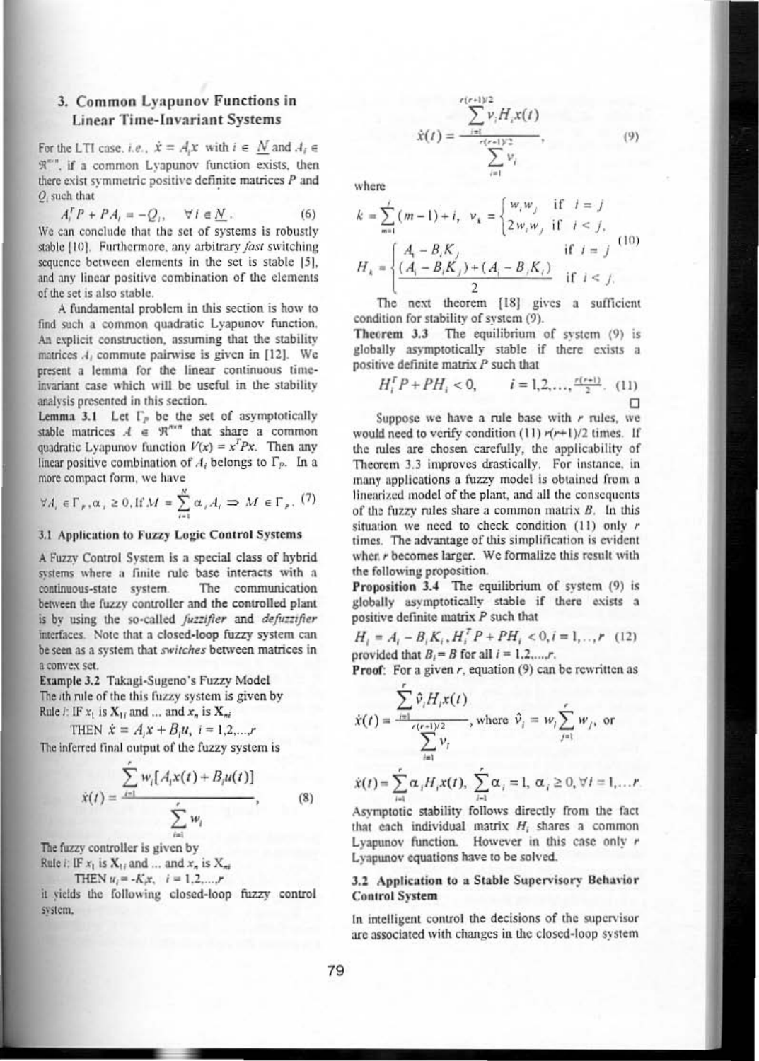## 3. Common Lyapunov Functions in Linear Time-Invariant Systems

For the LTI case, *i.e.*, $\dot{x} = A_i x$ with $i \in \underline{N}$ and $A_i \in \Re^{n \times n}$, if a common Lyapunov function exists, then there exist symmetric positive definite matrices $P$ and $Q_i$ such that

$$A_i^T P + PA_i = -Q_i, \quad \forall i \in \underline{N}. \tag{6}$$

We can conclude that the set of systems is robustly stable [10]. Furthermore, any arbitrary *fast* switching sequence between elements in the set is stable [5], and any linear positive combination of the elements of the set is also stable.

A fundamental problem in this section is how to find such a common quadratic Lyapunov function. An explicit construction, assuming that the stability matrices $A_i$ commute pairwise is given in [12]. We present a lemma for the linear continuous time-invariant case which will be useful in the stability analysis presented in this section.

**Lemma 3.1** Let $\Gamma_P$ be the set of asymptotically stable matrices $A \in \Re^{n \times n}$ that share a common quadratic Lyapunov function $V(x) = x^T P x$. Then any linear positive combination of $A_i$ belongs to $\Gamma_P$. In a more compact form, we have

$$\forall A_i \in \Gamma_P, \alpha_i \geq 0, \text{If } M = \sum_{i=1}^{N} \alpha_i A_i \Rightarrow M \in \Gamma_P. \tag{7}$$

### 3.1 Application to Fuzzy Logic Control Systems

A Fuzzy Control System is a special class of hybrid systems where a finite rule base interacts with a continuous-state system. The communication between the fuzzy controller and the controlled plant is by using the so-called *fuzzifier* and *defuzzifier* interfaces. Note that a closed-loop fuzzy system can be seen as a system that *switches* between matrices in a convex set.

**Example 3.2** Takagi-Sugeno's Fuzzy Model

The $i$th rule of the this fuzzy system is given by

Rule $i$: IF $x_1$ is $\mathbf{X}_{1i}$ and ... and $x_n$ is $\mathbf{X}_{ni}$

THEN $\dot{x} = A_i x + B_i u$, $i = 1,2,\ldots,r$

The inferred final output of the fuzzy system is

$$\dot{x}(t) = \frac{\sum_{i=1}^{r} w_i [A_i x(t) + B_i u(t)]}{\sum_{i=1}^{r} w_i}, \tag{8}$$

The fuzzy controller is given by

Rule $i$: IF $x_1$ is $\mathbf{X}_{1i}$ and ... and $x_n$ is $\mathbf{X}_{ni}$

THEN $u_i = -K_i x$, $i = 1,2,\ldots,r$

it yields the following closed-loop fuzzy control system,

$$\dot{x}(t) = \frac{\sum_{i=1}^{r(r+1)/2} v_i H_i x(t)}{\sum_{i=1}^{r(r+1)/2} v_i}, \tag{9}$$

where

$$k = \sum_{m=1}^{i} (m-1) + i, \quad v_k = \begin{cases} w_i w_j & \text{if } i = j \\ 2 w_i w_j & \text{if } i < j, \end{cases}$$

$$H_k = \begin{cases} A_i - B_i K_j & \text{if } i = j \\ \dfrac{(A_i - B_i K_j) + (A_j - B_j K_i)}{2} & \text{if } i < j. \end{cases} \tag{10}$$

The next theorem [18] gives a sufficient condition for stability of system (9).

**Theorem 3.3** The equilibrium of system (9) is globally asymptotically stable if there exists a positive definite matrix $P$ such that

$$H_i^T P + PH_i < 0, \qquad i = 1,2,\ldots,\tfrac{r(r+1)}{2}. \tag{11}$$

□

Suppose we have a rule base with $r$ rules, we would need to verify condition (11) $r(r+1)/2$ times. If the rules are chosen carefully, the applicability of Theorem 3.3 improves drastically. For instance, in many applications a fuzzy model is obtained from a linearized model of the plant, and all the consequents of the fuzzy rules share a common matrix $B$. In this situation we need to check condition (11) only $r$ times. The advantage of this simplification is evident when $r$ becomes larger. We formalize this result with the following proposition.

**Proposition 3.4** The equilibrium of system (9) is globally asymptotically stable if there exists a positive definite matrix $P$ such that

$$H_i = A_i - B_i K_i, H_i^T P + PH_i < 0, i = 1,\ldots,r \tag{12}$$

provided that $B_i = B$ for all $i = 1,2,\ldots,r$.

**Proof**: For a given $r$, equation (9) can be rewritten as

$$\dot{x}(t) = \frac{\sum_{i=1}^{r} \hat{v}_i H_i x(t)}{\sum_{i=1}^{r(r+1)/2} v_i}, \text{ where } \hat{v}_i = w_i \sum_{j=1}^{r} w_j, \text{ or}$$

$$\dot{x}(t) = \sum_{i=1}^{r} \alpha_i H_i x(t), \ \sum_{i=1}^{r} \alpha_i = 1, \ \alpha_i \geq 0, \forall i = 1,\ldots r.$$

Asymptotic stability follows directly from the fact that each individual matrix $H_i$ shares a common Lyapunov function. However in this case only $r$ Lyapunov equations have to be solved.

### 3.2 Application to a Stable Supervisory Behavior Control System

In intelligent control the decisions of the supervisor are associated with changes in the closed-loop system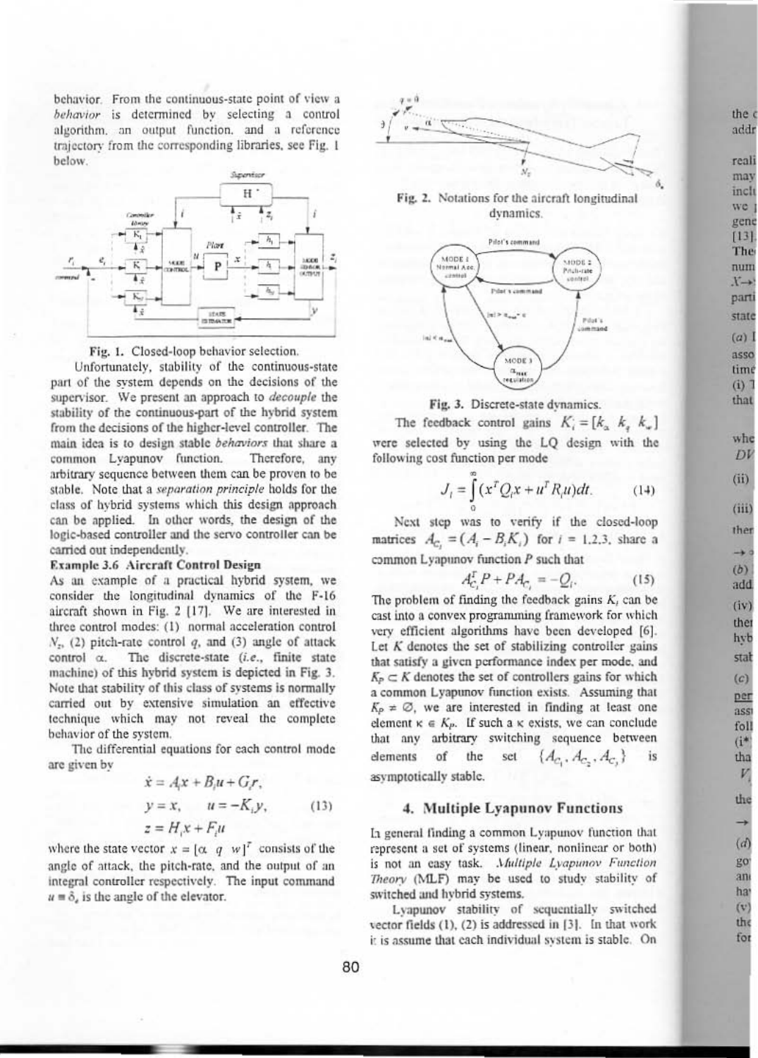behavior. From the continuous-state point of view a *behavior* is determined by selecting a control algorithm, an output function, and a reference trajectory from the corresponding libraries, see Fig. 1 below.

Fig. 1. Closed-loop behavior selection.

Unfortunately, stability of the continuous-state part of the system depends on the decisions of the supervisor. We present an approach to *decouple* the stability of the continuous-part of the hybrid system from the decisions of the higher-level controller. The main idea is to design stable *behaviors* that share a common Lyapunov function. Therefore, any arbitrary sequence between them can be proven to be stable. Note that a *separation principle* holds for the class of hybrid systems which this design approach can be applied. In other words, the design of the logic-based controller and the servo controller can be carried out independently.

**Example 3.6 Aircraft Control Design**

As an example of a practical hybrid system, we consider the longitudinal dynamics of the F-16 aircraft shown in Fig. 2 [17]. We are interested in three control modes: (1) normal acceleration control $N_z$, (2) pitch-rate control $q$, and (3) angle of attack control $\alpha$. The discrete-state (*i.e.*, finite state machine) of this hybrid system is depicted in Fig. 3. Note that stability of this class of systems is normally carried out by extensive simulation an effective technique which may not reveal the complete behavior of the system.

The differential equations for each control mode are given by

$$\begin{aligned} \dot{x} &= A_i x + B_i u + G_i r, \\ y &= x, \qquad u = -K_i y, \\ z &= H_i x + F_i u \end{aligned} \tag{13}$$

where the state vector $x = [\alpha \;\; q \;\; w]^T$ consists of the angle of attack, the pitch-rate, and the output of an integral controller respectively. The input command $u = \delta_e$ is the angle of the elevator.

Fig. 2. Notations for the aircraft longitudinal dynamics.

Fig. 3. Discrete-state dynamics.

The feedback control gains $K_i = [k_\alpha \;\; k_q \;\; k_w]$ were selected by using the LQ design with the following cost function per mode

$$J_i = \int_0^\infty (x^T Q_i x + u^T R_i u)dt. \tag{14}$$

Next step was to verify if the closed-loop matrices $A_{C_i} = (A_i - B_i K_i)$ for $i = 1,2,3$, share a common Lyapunov function $P$ such that

$$A_{C_i}^T P + P A_{C_i} = -Q_i. \tag{15}$$

The problem of finding the feedback gains $K_i$ can be cast into a convex programming framework for which very efficient algorithms have been developed [6]. Let $K$ denotes the set of stabilizing controller gains that satisfy a given performance index per mode, and $K_P \subset K$ denotes the set of controllers gains for which a common Lyapunov function exists. Assuming that $K_P \neq \emptyset$, we are interested in finding at least one element $\kappa \in K_P$. If such a $\kappa$ exists, we can conclude that any arbitrary switching sequence between elements of the set $\{A_{C_1}, A_{C_2}, A_{C_3}\}$ is asymptotically stable.

## 4. Multiple Lyapunov Functions

In general finding a common Lyapunov function that represent a set of systems (linear, nonlinear or both) is not an easy task. *Multiple Lyapunov Function Theory* (MLF) may be used to study stability of switched and hybrid systems.

Lyapunov stability of sequentially switched vector fields (1), (2) is addressed in [3]. In that work it is assume that each individual system is stable. On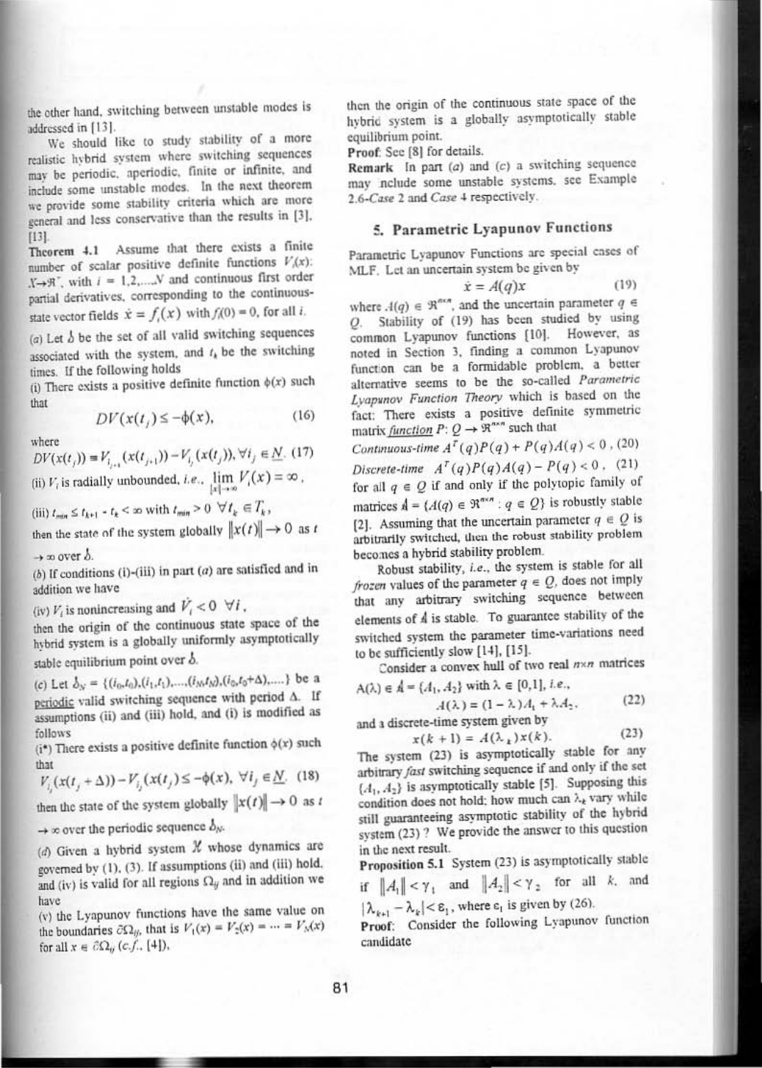the other hand, switching between unstable modes is addressed in [13].

We should like to study stability of a more realistic hybrid system where switching sequences may be periodic, aperiodic, finite or infinite, and include some unstable modes. In the next theorem we provide some stability criteria which are more general and less conservative than the results in [3], [13].

**Theorem 4.1** Assume that there exists a finite number of scalar positive definite functions $V_i(x)$: $X \to \Re^+$, with $i = 1,2,\ldots,N$ and continuous first order partial derivatives, corresponding to the continuous-state vector fields $\dot{x} = f_i(x)$ with $f_i(0) = 0$, for all $i$.

(*a*) Let $\mathcal{S}$ be the set of all valid switching sequences associated with the system, and $t_k$ be the switching times. If the following holds

(i) There exists a positive definite function $\phi(x)$ such that

$$DV(x(t_j)) \le -\phi(x), \tag{16}$$

where

$$DV(x(t_j)) \equiv V_{i_{j+1}}(x(t_{j+1})) - V_{i_j}(x(t_j)), \forall i_j \in \underline{N}. \tag{17}$$

(ii) $V_i$ is radially unbounded, *i.e.*, $\lim_{\|x\| \to \infty} V_i(x) = \infty$,

(iii) $t_{min} \le t_{k+1} - t_k < \infty$ with $t_{min} > 0 \;\; \forall t_k \in T_k$,

then the state of the system globally $\|x(t)\| \to 0$ as $t \to \infty$ over $\mathcal{S}$.

(*b*) If conditions (i)-(iii) in part (*a*) are satisfied and in addition we have

(iv) $V_i$ is nonincreasing and $\dot{V}_i < 0 \;\; \forall i$,

then the origin of the continuous state space of the hybrid system is a globally uniformly asymptotically stable equilibrium point over $\mathcal{S}$.

(*c*) Let $\mathcal{S}_N = \{(i_0,t_0),(i_1,t_1),\ldots,(i_N,t_N),(i_0,t_0+\Delta),\ldots\}$ be a periodic valid switching sequence with period $\Delta$. If assumptions (ii) and (iii) hold, and (i) is modified as follows

(i*) There exists a positive definite function $\phi(x)$ such that

$$V_{i_j}(x(t_j + \Delta)) - V_{i_j}(x(t_j)) \le -\phi(x), \;\; \forall i_j \in \underline{N}. \tag{18}$$

then the state of the system globally $\|x(t)\| \to 0$ as $t \to \infty$ over the periodic sequence $\mathcal{S}_N$.

(*d*) Given a hybrid system $\mathcal{H}$ whose dynamics are governed by (1), (3). If assumptions (ii) and (iii) hold, and (iv) is valid for all regions $\Omega_{ij}$ and in addition we have

(v) the Lyapunov functions have the same value on the boundaries $\partial\Omega_{ij}$, that is $V_1(x) = V_2(x) = \cdots = V_N(x)$ for all $x \in \partial\Omega_{ij}$ (*c.f.*, [4]),

then the origin of the continuous state space of the hybrid system is a globally asymptotically stable equilibrium point.

**Proof**: See [8] for details.

**Remark** In part (*a*) and (*c*) a switching sequence may include some unstable systems, see Example 2.6-*Case* 2 and *Case* 4 respectively.

## 5. Parametric Lyapunov Functions

Parametric Lyapunov Functions are special cases of MLF. Let an uncertain system be given by

$$\dot{x} = A(q)x \tag{19}$$

where $A(q) \in \Re^{n \times n}$, and the uncertain parameter $q \in Q$. Stability of (19) has been studied by using common Lyapunov functions [10]. However, as noted in Section 3, finding a common Lyapunov function can be a formidable problem, a better alternative seems to be the so-called *Parametric Lyapunov Function Theory* which is based on the fact: There exists a positive definite symmetric matrix function $P$: $Q \to \Re^{n \times n}$ such that

*Continuous-time* $A^T(q)P(q) + P(q)A(q) < 0$, (20)

*Discrete-time* $A^T(q)P(q)A(q) - P(q) < 0$, (21)

for all $q \in Q$ if and only if the polytopic family of matrices $\mathcal{A} = \{A(q) \in \Re^{n \times n} : q \in Q\}$ is robustly stable [2]. Assuming that the uncertain parameter $q \in Q$ is arbitrarily switched, then the robust stability problem becomes a hybrid stability problem.

Robust stability, *i.e.*, the system is stable for all *frozen* values of the parameter $q \in Q$, does not imply that any arbitrary switching sequence between elements of $\mathcal{A}$ is stable. To guarantee stability of the switched system the parameter time-variations need to be sufficiently slow [14], [15].

Consider a convex hull of two real $n \times n$ matrices $A(\lambda) \in \mathcal{A} = \{A_1, A_2\}$ with $\lambda \in [0,1]$, *i.e.*,

$$A(\lambda) = (1-\lambda)A_1 + \lambda A_2, \tag{22}$$

and a discrete-time system given by

$$x(k+1) = A(\lambda_k)x(k). \tag{23}$$

The system (23) is asymptotically stable for any arbitrary *fast* switching sequence if and only if the set $\{A_1, A_2\}$ is asymptotically stable [5]. Supposing this condition does not hold; how much can $\lambda_k$ vary while still guaranteeing asymptotic stability of the hybrid system (23) ? We provide the answer to this question in the next result.

**Proposition 5.1** System (23) is asymptotically stable if $\|A_1\| < \gamma_1$ and $\|A_2\| < \gamma_2$ for all $k$, and $|\lambda_{k+1} - \lambda_k| < \varepsilon_1$, where $\varepsilon_1$ is given by (26).

**Proof**: Consider the following Lyapunov function candidate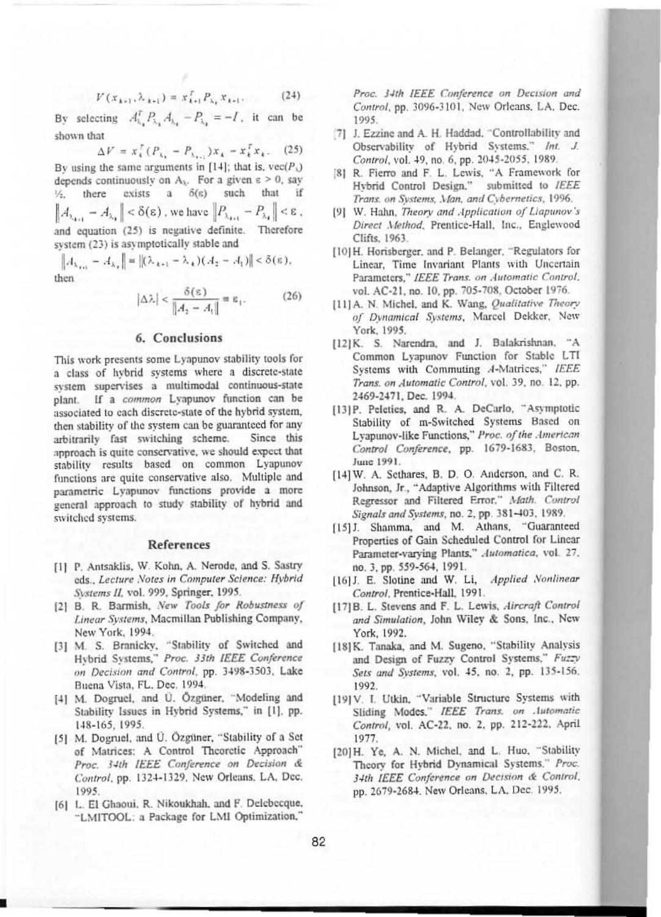$$V(x_{k+1}, \lambda_{k+1}) = x_{k+1}^T P_{\lambda_k} x_{k+1}. \tag{24}$$

By selecting $A_{\lambda_k}^T P_{\lambda_k} A_{\lambda_k} - P_{\lambda_k} = -I$, it can be shown that

$$\Delta V = x_k^T (P_{\lambda_k} - P_{\lambda_{k-1}}) x_k - x_k^T x_k. \tag{25}$$

By using the same arguments in [14]; that is, vec($P_\lambda$) depends continuously on $A_\lambda$. For a given $\varepsilon > 0$, say ½, there exists a $\delta(\varepsilon)$ such that if $\|A_{\lambda_{k+1}} - A_{\lambda_k}\| < \delta(\varepsilon)$, we have $\|P_{\lambda_{k+1}} - P_{\lambda_k}\| < \varepsilon$, and equation (25) is negative definite. Therefore system (23) is asymptotically stable and

$$\|A_{\lambda_{k+1}} - A_{\lambda_k}\| = \|(\lambda_{k+1} - \lambda_k)(A_2 - A_1)\| < \delta(\varepsilon),$$

then

$$|\Delta\lambda| < \frac{\delta(\varepsilon)}{\|A_2 - A_1\|} = \varepsilon_1. \tag{26}$$

## 6. Conclusions

This work presents some Lyapunov stability tools for a class of hybrid systems where a discrete-state system supervises a multimodal continuous-state plant. If a *common* Lyapunov function can be associated to each discrete-state of the hybrid system, then stability of the system can be guaranteed for any arbitrarily fast switching scheme. Since this approach is quite conservative, we should expect that stability results based on common Lyapunov functions are quite conservative also. Multiple and parametric Lyapunov functions provide a more general approach to study stability of hybrid and switched systems.

## References

[1] P. Antsaklis, W. Kohn, A. Nerode, and S. Sastry eds., *Lecture Notes in Computer Science: Hybrid Systems II*, vol. 999, Springer, 1995.

[2] B. R. Barmish, *New Tools for Robustness of Linear Systems*, Macmillan Publishing Company, New York, 1994.

[3] M. S. Branicky, "Stability of Switched and Hybrid Systems," *Proc. 33th IEEE Conference on Decision and Control*, pp. 3498-3503, Lake Buena Vista, FL. Dec. 1994.

[4] M. Dogruel, and Ü. Özgüner, "Modeling and Stability Issues in Hybrid Systems," in [1], pp. 148-165, 1995.

[5] M. Dogruel, and Ü. Özgüner, "Stability of a Set of Matrices: A Control Theoretic Approach" *Proc. 34th IEEE Conference on Decision & Control*, pp. 1324-1329, New Orleans, LA, Dec. 1995.

[6] L. El Ghaoui, R. Nikoukhah, and F. Delebecque, "LMITOOL: a Package for LMI Optimization," *Proc. 34th IEEE Conference on Decision and Control*, pp. 3096-3101, New Orleans, LA, Dec. 1995.

[7] J. Ezzine and A. H. Haddad, "Controllability and Observability of Hybrid Systems," *Int. J. Control*, vol. 49, no. 6, pp. 2045-2055, 1989.

[8] R. Fierro and F. L. Lewis, "A Framework for Hybrid Control Design," submitted to *IEEE Trans. on Systems, Man, and Cybernetics*, 1996.

[9] W. Hahn, *Theory and Application of Liapunov's Direct Method*, Prentice-Hall, Inc., Englewood Cliffs, 1963.

[10] H. Horisberger, and P. Belanger, "Regulators for Linear, Time Invariant Plants with Uncertain Parameters," *IEEE Trans. on Automatic Control*, vol. AC-21, no. 10, pp. 705-708, October 1976.

[11] A. N. Michel, and K. Wang, *Qualitative Theory of Dynamical Systems*, Marcel Dekker, New York, 1995.

[12] K. S. Narendra, and J. Balakrishnan, "A Common Lyapunov Function for Stable LTI Systems with Commuting *A*-Matrices," *IEEE Trans. on Automatic Control*, vol. 39, no. 12, pp. 2469-2471, Dec. 1994.

[13] P. Peleties, and R. A. DeCarlo, "Asymptotic Stability of m-Switched Systems Based on Lyapunov-like Functions," *Proc. of the American Control Conference*, pp. 1679-1683, Boston, June 1991.

[14] W. A. Sethares, B. D. O. Anderson, and C. R. Johnson, Jr., "Adaptive Algorithms with Filtered Regressor and Filtered Error," *Math. Control Signals and Systems*, no. 2, pp. 381-403, 1989.

[15] J. Shamma, and M. Athans, "Guaranteed Properties of Gain Scheduled Control for Linear Parameter-varying Plants," *Automatica*, vol. 27, no. 3, pp. 559-564, 1991.

[16] J. E. Slotine and W. Li, *Applied Nonlinear Control*, Prentice-Hall, 1991.

[17] B. L. Stevens and F. L. Lewis, *Aircraft Control and Simulation*, John Wiley & Sons, Inc., New York, 1992.

[18] K. Tanaka, and M. Sugeno, "Stability Analysis and Design of Fuzzy Control Systems," *Fuzzy Sets and Systems*, vol. 45, no. 2, pp. 135-156, 1992.

[19] V. I. Utkin, "Variable Structure Systems with Sliding Modes," *IEEE Trans. on Automatic Control*, vol. AC-22, no. 2, pp. 212-222, April 1977.

[20] H. Ye, A. N. Michel, and L. Huo, "Stability Theory for Hybrid Dynamical Systems," *Proc. 34th IEEE Conference on Decision & Control*, pp. 2679-2684, New Orleans, LA, Dec. 1995.